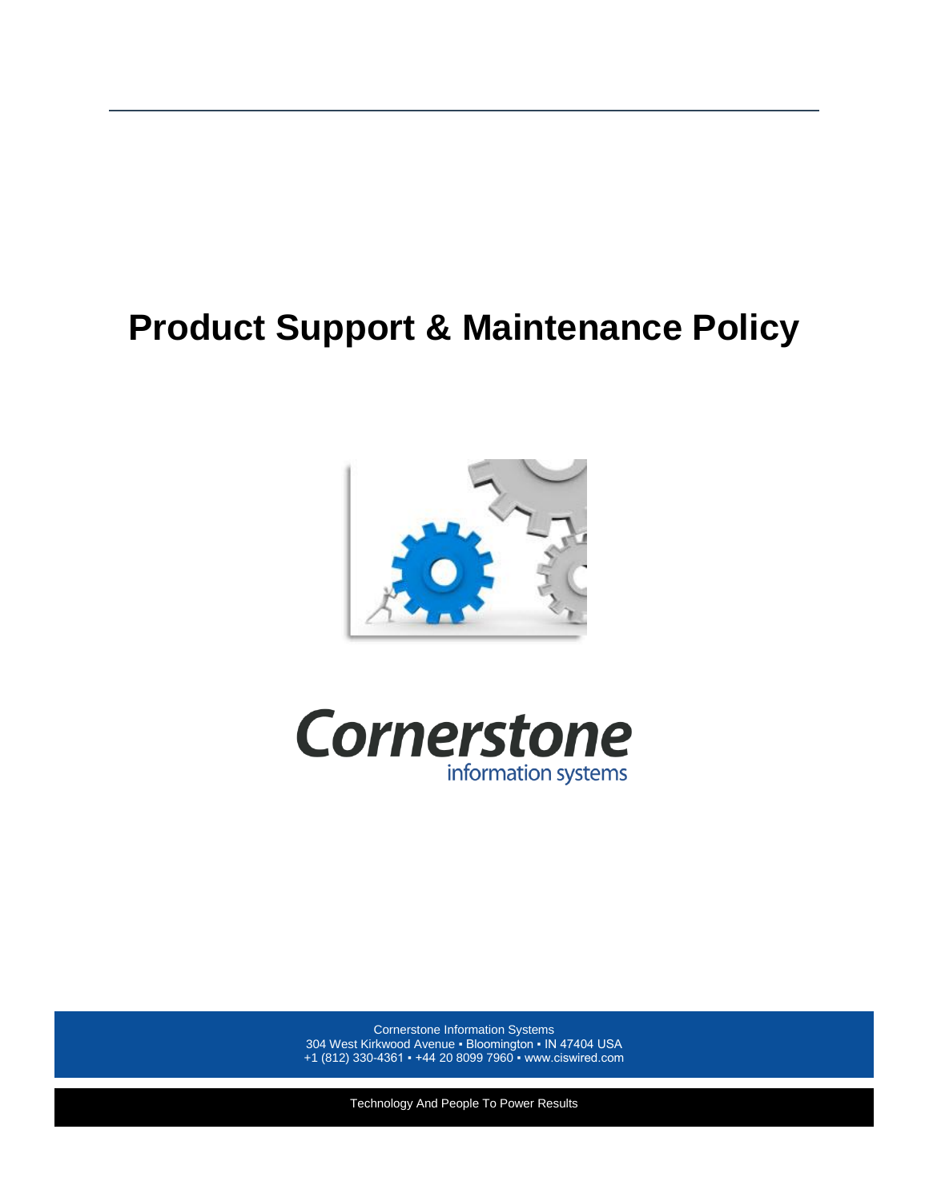# Product Support & Maintenance Policy

Cornerstone information systems

Cornerstone Information Systems
304 West Kirkwood Avenue ▪ Bloomington ▪ IN 47404 USA
+1 (812) 330-4361 ▪ +44 20 8099 7960 ▪ www.ciswired.com

Technology And People To Power Results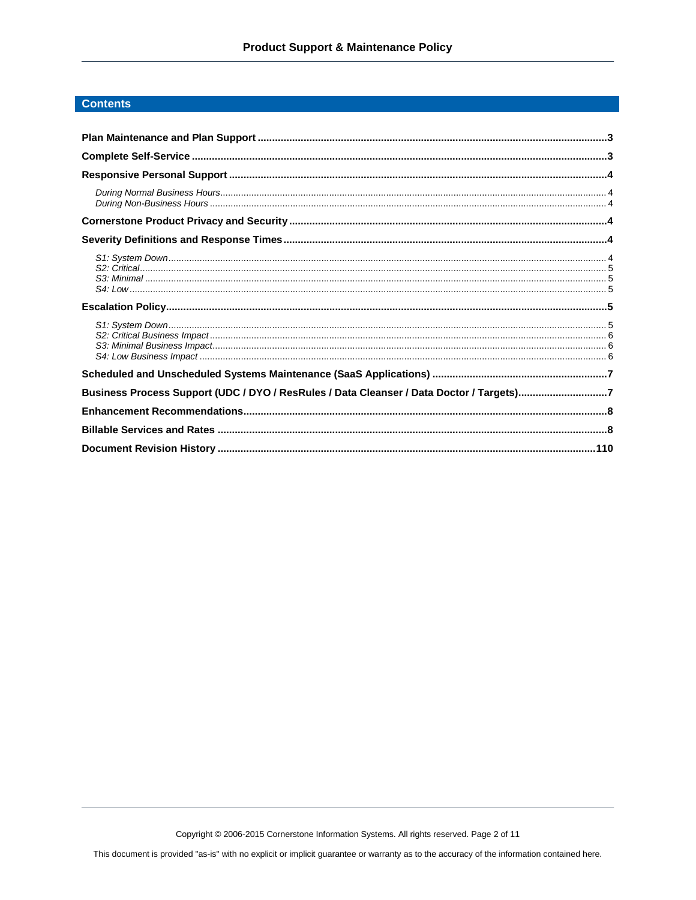## Contents

**Plan Maintenance and Plan Support** ..... **3**

**Complete Self-Service** ..... **3**

**Responsive Personal Support** ..... **4**

- *During Normal Business Hours* ..... 4
- *During Non-Business Hours* ..... 4

**Cornerstone Product Privacy and Security** ..... **4**

**Severity Definitions and Response Times** ..... **4**

- *S1: System Down* ..... 4
- *S2: Critical* ..... 5
- *S3: Minimal* ..... 5
- *S4: Low* ..... 5

**Escalation Policy** ..... **5**

- *S1: System Down* ..... 5
- *S2: Critical Business Impact* ..... 6
- *S3: Minimal Business Impact* ..... 6
- *S4: Low Business Impact* ..... 6

**Scheduled and Unscheduled Systems Maintenance (SaaS Applications)** ..... **7**

**Business Process Support (UDC / DYO / ResRules / Data Cleanser / Data Doctor / Targets)** ..... **7**

**Enhancement Recommendations** ..... **8**

**Billable Services and Rates** ..... **8**

**Document Revision History** ..... **110**

Copyright © 2006-2015 Cornerstone Information Systems. All rights reserved.

This document is provided "as-is" with no explicit or implicit guarantee or warranty as to the accuracy of the information contained here.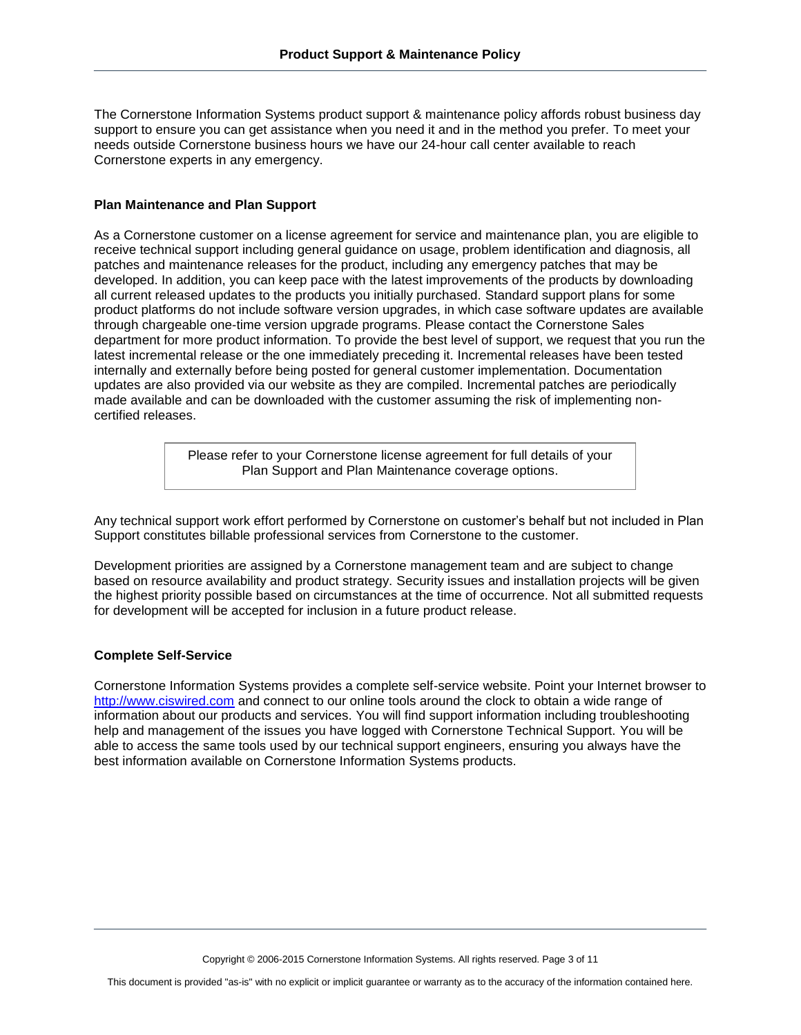The Cornerstone Information Systems product support & maintenance policy affords robust business day support to ensure you can get assistance when you need it and in the method you prefer. To meet your needs outside Cornerstone business hours we have our 24-hour call center available to reach Cornerstone experts in any emergency.

### Plan Maintenance and Plan Support

As a Cornerstone customer on a license agreement for service and maintenance plan, you are eligible to receive technical support including general guidance on usage, problem identification and diagnosis, all patches and maintenance releases for the product, including any emergency patches that may be developed. In addition, you can keep pace with the latest improvements of the products by downloading all current released updates to the products you initially purchased. Standard support plans for some product platforms do not include software version upgrades, in which case software updates are available through chargeable one-time version upgrade programs. Please contact the Cornerstone Sales department for more product information. To provide the best level of support, we request that you run the latest incremental release or the one immediately preceding it. Incremental releases have been tested internally and externally before being posted for general customer implementation. Documentation updates are also provided via our website as they are compiled. Incremental patches are periodically made available and can be downloaded with the customer assuming the risk of implementing non-certified releases.

> Please refer to your Cornerstone license agreement for full details of your Plan Support and Plan Maintenance coverage options.

Any technical support work effort performed by Cornerstone on customer's behalf but not included in Plan Support constitutes billable professional services from Cornerstone to the customer.

Development priorities are assigned by a Cornerstone management team and are subject to change based on resource availability and product strategy. Security issues and installation projects will be given the highest priority possible based on circumstances at the time of occurrence. Not all submitted requests for development will be accepted for inclusion in a future product release.

### Complete Self-Service

Cornerstone Information Systems provides a complete self-service website. Point your Internet browser to http://www.ciswired.com and connect to our online tools around the clock to obtain a wide range of information about our products and services. You will find support information including troubleshooting help and management of the issues you have logged with Cornerstone Technical Support. You will be able to access the same tools used by our technical support engineers, ensuring you always have the best information available on Cornerstone Information Systems products.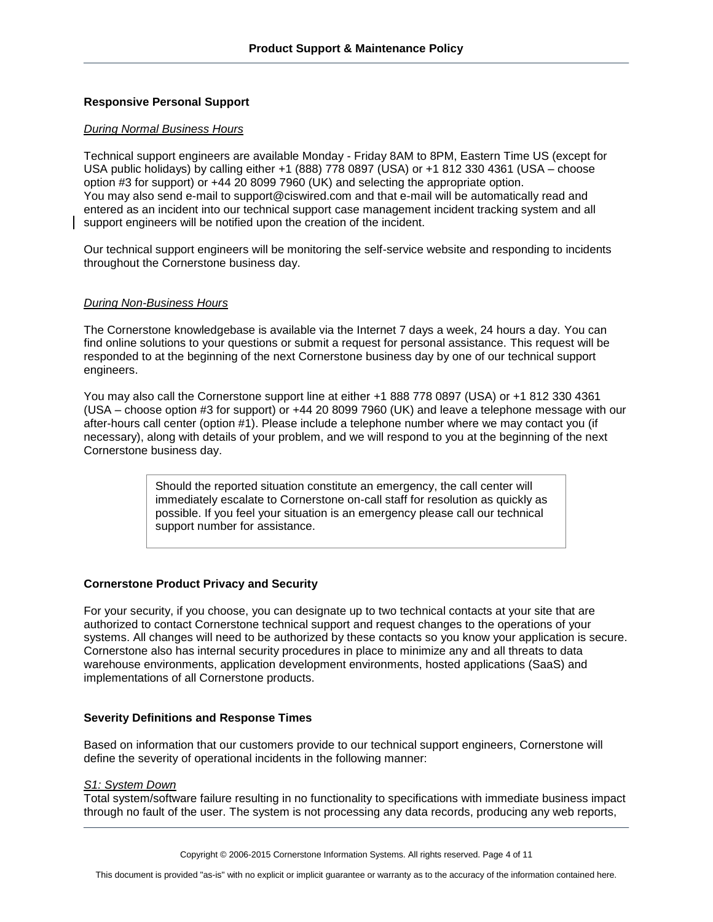**Responsive Personal Support**

*During Normal Business Hours*

Technical support engineers are available Monday - Friday 8AM to 8PM, Eastern Time US (except for USA public holidays) by calling either +1 (888) 778 0897 (USA) or +1 812 330 4361 (USA – choose option #3 for support) or +44 20 8099 7960 (UK) and selecting the appropriate option. You may also send e-mail to support@ciswired.com and that e-mail will be automatically read and entered as an incident into our technical support case management incident tracking system and all support engineers will be notified upon the creation of the incident.

Our technical support engineers will be monitoring the self-service website and responding to incidents throughout the Cornerstone business day.

*During Non-Business Hours*

The Cornerstone knowledgebase is available via the Internet 7 days a week, 24 hours a day. You can find online solutions to your questions or submit a request for personal assistance. This request will be responded to at the beginning of the next Cornerstone business day by one of our technical support engineers.

You may also call the Cornerstone support line at either +1 888 778 0897 (USA) or +1 812 330 4361 (USA – choose option #3 for support) or +44 20 8099 7960 (UK) and leave a telephone message with our after-hours call center (option #1). Please include a telephone number where we may contact you (if necessary), along with details of your problem, and we will respond to you at the beginning of the next Cornerstone business day.

> Should the reported situation constitute an emergency, the call center will immediately escalate to Cornerstone on-call staff for resolution as quickly as possible. If you feel your situation is an emergency please call our technical support number for assistance.

**Cornerstone Product Privacy and Security**

For your security, if you choose, you can designate up to two technical contacts at your site that are authorized to contact Cornerstone technical support and request changes to the operations of your systems. All changes will need to be authorized by these contacts so you know your application is secure. Cornerstone also has internal security procedures in place to minimize any and all threats to data warehouse environments, application development environments, hosted applications (SaaS) and implementations of all Cornerstone products.

**Severity Definitions and Response Times**

Based on information that our customers provide to our technical support engineers, Cornerstone will define the severity of operational incidents in the following manner:

*S1: System Down*
Total system/software failure resulting in no functionality to specifications with immediate business impact through no fault of the user. The system is not processing any data records, producing any web reports,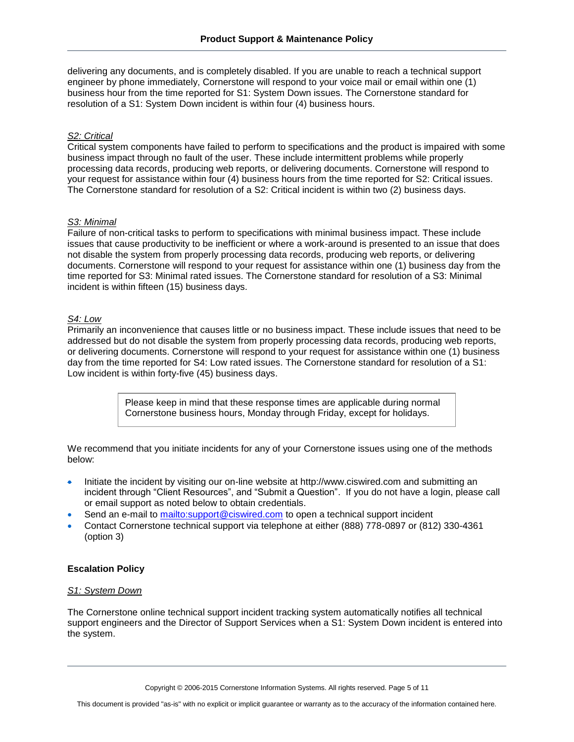delivering any documents, and is completely disabled. If you are unable to reach a technical support engineer by phone immediately, Cornerstone will respond to your voice mail or email within one (1) business hour from the time reported for S1: System Down issues. The Cornerstone standard for resolution of a S1: System Down incident is within four (4) business hours.

*S2: Critical*

Critical system components have failed to perform to specifications and the product is impaired with some business impact through no fault of the user. These include intermittent problems while properly processing data records, producing web reports, or delivering documents. Cornerstone will respond to your request for assistance within four (4) business hours from the time reported for S2: Critical issues. The Cornerstone standard for resolution of a S2: Critical incident is within two (2) business days.

*S3: Minimal*

Failure of non-critical tasks to perform to specifications with minimal business impact. These include issues that cause productivity to be inefficient or where a work-around is presented to an issue that does not disable the system from properly processing data records, producing web reports, or delivering documents. Cornerstone will respond to your request for assistance within one (1) business day from the time reported for S3: Minimal rated issues. The Cornerstone standard for resolution of a S3: Minimal incident is within fifteen (15) business days.

*S4: Low*

Primarily an inconvenience that causes little or no business impact. These include issues that need to be addressed but do not disable the system from properly processing data records, producing web reports, or delivering documents. Cornerstone will respond to your request for assistance within one (1) business day from the time reported for S4: Low rated issues. The Cornerstone standard for resolution of a S1: Low incident is within forty-five (45) business days.

> Please keep in mind that these response times are applicable during normal Cornerstone business hours, Monday through Friday, except for holidays.

We recommend that you initiate incidents for any of your Cornerstone issues using one of the methods below:

- Initiate the incident by visiting our on-line website at http://www.ciswired.com and submitting an incident through "Client Resources", and "Submit a Question". If you do not have a login, please call or email support as noted below to obtain credentials.
- Send an e-mail to mailto:support@ciswired.com to open a technical support incident
- Contact Cornerstone technical support via telephone at either (888) 778-0897 or (812) 330-4361 (option 3)

**Escalation Policy**

*S1: System Down*

The Cornerstone online technical support incident tracking system automatically notifies all technical support engineers and the Director of Support Services when a S1: System Down incident is entered into the system.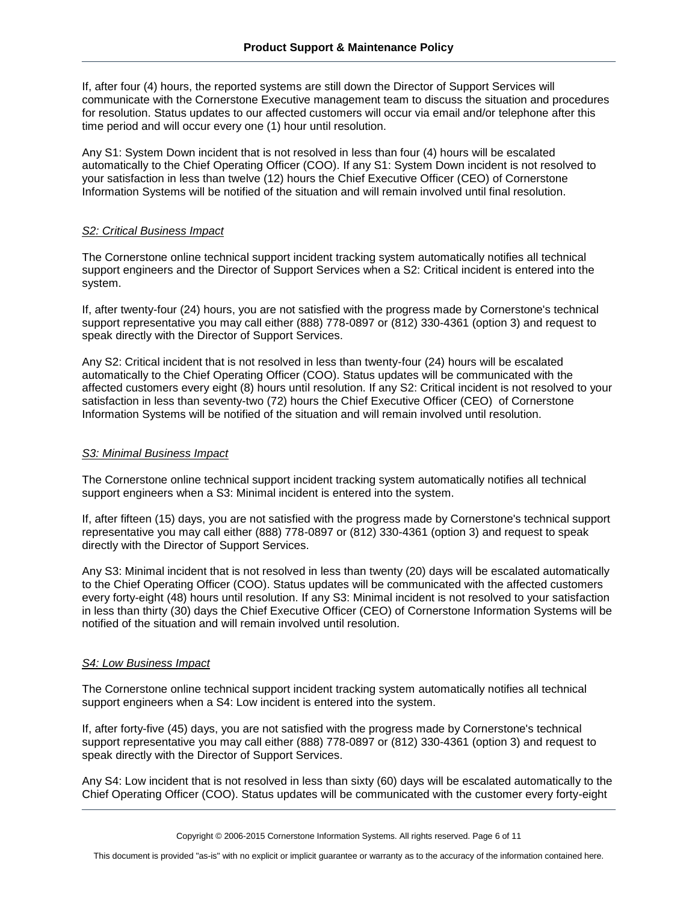If, after four (4) hours, the reported systems are still down the Director of Support Services will communicate with the Cornerstone Executive management team to discuss the situation and procedures for resolution. Status updates to our affected customers will occur via email and/or telephone after this time period and will occur every one (1) hour until resolution.

Any S1: System Down incident that is not resolved in less than four (4) hours will be escalated automatically to the Chief Operating Officer (COO). If any S1: System Down incident is not resolved to your satisfaction in less than twelve (12) hours the Chief Executive Officer (CEO) of Cornerstone Information Systems will be notified of the situation and will remain involved until final resolution.

*S2: Critical Business Impact*

The Cornerstone online technical support incident tracking system automatically notifies all technical support engineers and the Director of Support Services when a S2: Critical incident is entered into the system.

If, after twenty-four (24) hours, you are not satisfied with the progress made by Cornerstone's technical support representative you may call either (888) 778-0897 or (812) 330-4361 (option 3) and request to speak directly with the Director of Support Services.

Any S2: Critical incident that is not resolved in less than twenty-four (24) hours will be escalated automatically to the Chief Operating Officer (COO). Status updates will be communicated with the affected customers every eight (8) hours until resolution. If any S2: Critical incident is not resolved to your satisfaction in less than seventy-two (72) hours the Chief Executive Officer (CEO) of Cornerstone Information Systems will be notified of the situation and will remain involved until resolution.

*S3: Minimal Business Impact*

The Cornerstone online technical support incident tracking system automatically notifies all technical support engineers when a S3: Minimal incident is entered into the system.

If, after fifteen (15) days, you are not satisfied with the progress made by Cornerstone's technical support representative you may call either (888) 778-0897 or (812) 330-4361 (option 3) and request to speak directly with the Director of Support Services.

Any S3: Minimal incident that is not resolved in less than twenty (20) days will be escalated automatically to the Chief Operating Officer (COO). Status updates will be communicated with the affected customers every forty-eight (48) hours until resolution. If any S3: Minimal incident is not resolved to your satisfaction in less than thirty (30) days the Chief Executive Officer (CEO) of Cornerstone Information Systems will be notified of the situation and will remain involved until resolution.

*S4: Low Business Impact*

The Cornerstone online technical support incident tracking system automatically notifies all technical support engineers when a S4: Low incident is entered into the system.

If, after forty-five (45) days, you are not satisfied with the progress made by Cornerstone's technical support representative you may call either (888) 778-0897 or (812) 330-4361 (option 3) and request to speak directly with the Director of Support Services.

Any S4: Low incident that is not resolved in less than sixty (60) days will be escalated automatically to the Chief Operating Officer (COO). Status updates will be communicated with the customer every forty-eight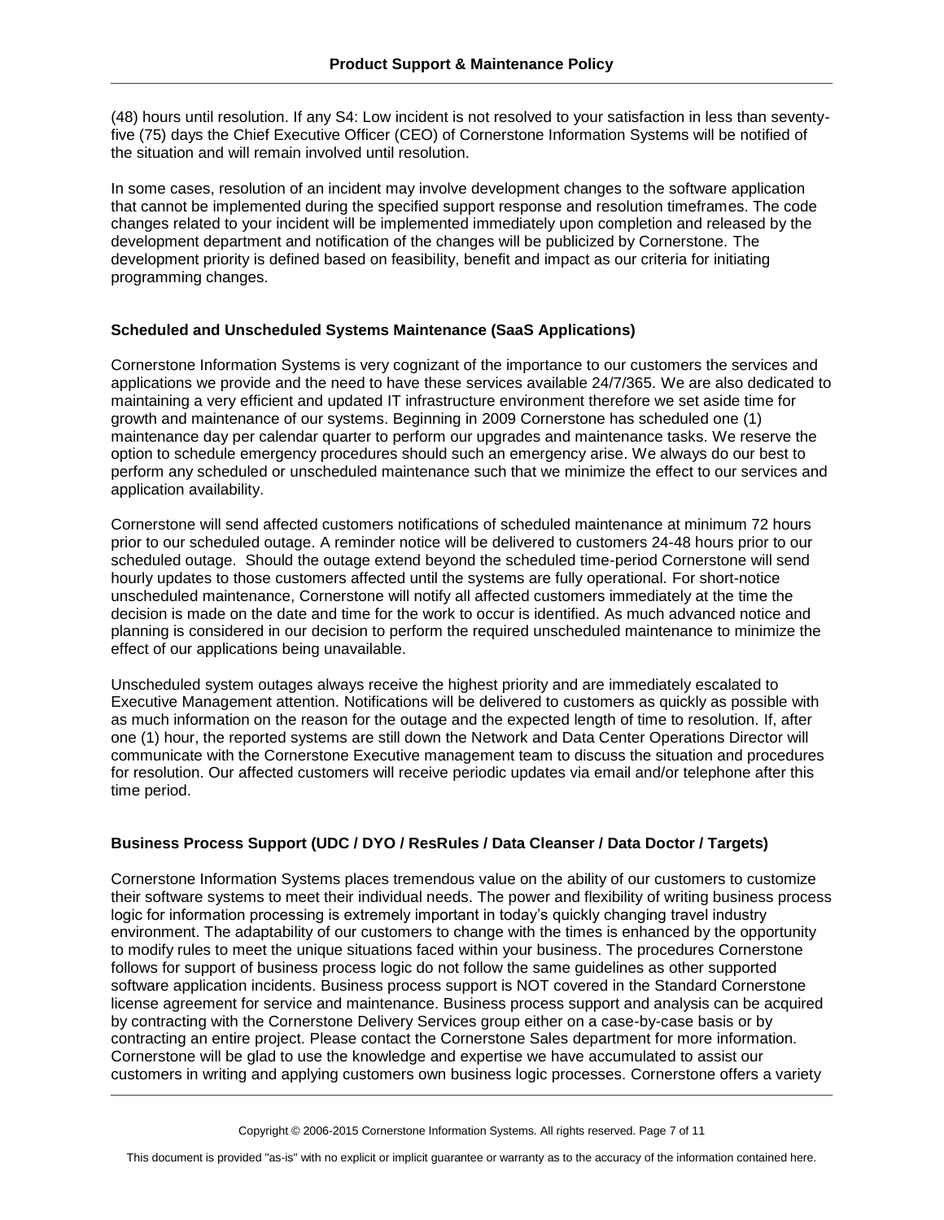(48) hours until resolution. If any S4: Low incident is not resolved to your satisfaction in less than seventy-five (75) days the Chief Executive Officer (CEO) of Cornerstone Information Systems will be notified of the situation and will remain involved until resolution.

In some cases, resolution of an incident may involve development changes to the software application that cannot be implemented during the specified support response and resolution timeframes. The code changes related to your incident will be implemented immediately upon completion and released by the development department and notification of the changes will be publicized by Cornerstone. The development priority is defined based on feasibility, benefit and impact as our criteria for initiating programming changes.

**Scheduled and Unscheduled Systems Maintenance (SaaS Applications)**

Cornerstone Information Systems is very cognizant of the importance to our customers the services and applications we provide and the need to have these services available 24/7/365. We are also dedicated to maintaining a very efficient and updated IT infrastructure environment therefore we set aside time for growth and maintenance of our systems. Beginning in 2009 Cornerstone has scheduled one (1) maintenance day per calendar quarter to perform our upgrades and maintenance tasks. We reserve the option to schedule emergency procedures should such an emergency arise. We always do our best to perform any scheduled or unscheduled maintenance such that we minimize the effect to our services and application availability.

Cornerstone will send affected customers notifications of scheduled maintenance at minimum 72 hours prior to our scheduled outage. A reminder notice will be delivered to customers 24-48 hours prior to our scheduled outage. Should the outage extend beyond the scheduled time-period Cornerstone will send hourly updates to those customers affected until the systems are fully operational. For short-notice unscheduled maintenance, Cornerstone will notify all affected customers immediately at the time the decision is made on the date and time for the work to occur is identified. As much advanced notice and planning is considered in our decision to perform the required unscheduled maintenance to minimize the effect of our applications being unavailable.

Unscheduled system outages always receive the highest priority and are immediately escalated to Executive Management attention. Notifications will be delivered to customers as quickly as possible with as much information on the reason for the outage and the expected length of time to resolution. If, after one (1) hour, the reported systems are still down the Network and Data Center Operations Director will communicate with the Cornerstone Executive management team to discuss the situation and procedures for resolution. Our affected customers will receive periodic updates via email and/or telephone after this time period.

**Business Process Support (UDC / DYO / ResRules / Data Cleanser / Data Doctor / Targets)**

Cornerstone Information Systems places tremendous value on the ability of our customers to customize their software systems to meet their individual needs. The power and flexibility of writing business process logic for information processing is extremely important in today's quickly changing travel industry environment. The adaptability of our customers to change with the times is enhanced by the opportunity to modify rules to meet the unique situations faced within your business. The procedures Cornerstone follows for support of business process logic do not follow the same guidelines as other supported software application incidents. Business process support is NOT covered in the Standard Cornerstone license agreement for service and maintenance. Business process support and analysis can be acquired by contracting with the Cornerstone Delivery Services group either on a case-by-case basis or by contracting an entire project. Please contact the Cornerstone Sales department for more information. Cornerstone will be glad to use the knowledge and expertise we have accumulated to assist our customers in writing and applying customers own business logic processes. Cornerstone offers a variety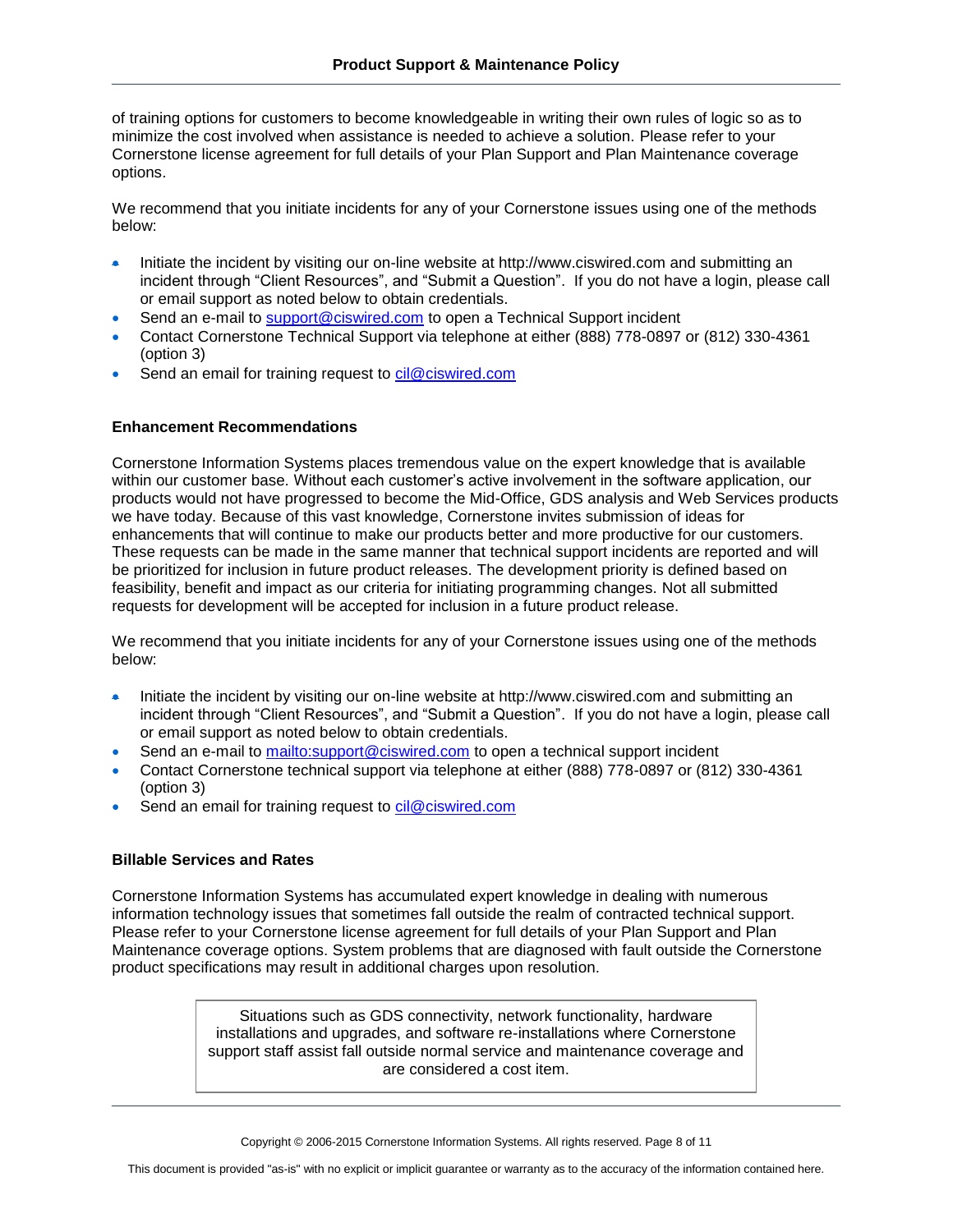of training options for customers to become knowledgeable in writing their own rules of logic so as to minimize the cost involved when assistance is needed to achieve a solution. Please refer to your Cornerstone license agreement for full details of your Plan Support and Plan Maintenance coverage options.

We recommend that you initiate incidents for any of your Cornerstone issues using one of the methods below:

- Initiate the incident by visiting our on-line website at http://www.ciswired.com and submitting an incident through "Client Resources", and "Submit a Question". If you do not have a login, please call or email support as noted below to obtain credentials.
- Send an e-mail to support@ciswired.com to open a Technical Support incident
- Contact Cornerstone Technical Support via telephone at either (888) 778-0897 or (812) 330-4361 (option 3)
- Send an email for training request to cil@ciswired.com

### Enhancement Recommendations

Cornerstone Information Systems places tremendous value on the expert knowledge that is available within our customer base. Without each customer's active involvement in the software application, our products would not have progressed to become the Mid-Office, GDS analysis and Web Services products we have today. Because of this vast knowledge, Cornerstone invites submission of ideas for enhancements that will continue to make our products better and more productive for our customers. These requests can be made in the same manner that technical support incidents are reported and will be prioritized for inclusion in future product releases. The development priority is defined based on feasibility, benefit and impact as our criteria for initiating programming changes. Not all submitted requests for development will be accepted for inclusion in a future product release.

We recommend that you initiate incidents for any of your Cornerstone issues using one of the methods below:

- Initiate the incident by visiting our on-line website at http://www.ciswired.com and submitting an incident through "Client Resources", and "Submit a Question". If you do not have a login, please call or email support as noted below to obtain credentials.
- Send an e-mail to mailto:support@ciswired.com to open a technical support incident
- Contact Cornerstone technical support via telephone at either (888) 778-0897 or (812) 330-4361 (option 3)
- Send an email for training request to cil@ciswired.com

### Billable Services and Rates

Cornerstone Information Systems has accumulated expert knowledge in dealing with numerous information technology issues that sometimes fall outside the realm of contracted technical support. Please refer to your Cornerstone license agreement for full details of your Plan Support and Plan Maintenance coverage options. System problems that are diagnosed with fault outside the Cornerstone product specifications may result in additional charges upon resolution.

> Situations such as GDS connectivity, network functionality, hardware installations and upgrades, and software re-installations where Cornerstone support staff assist fall outside normal service and maintenance coverage and are considered a cost item.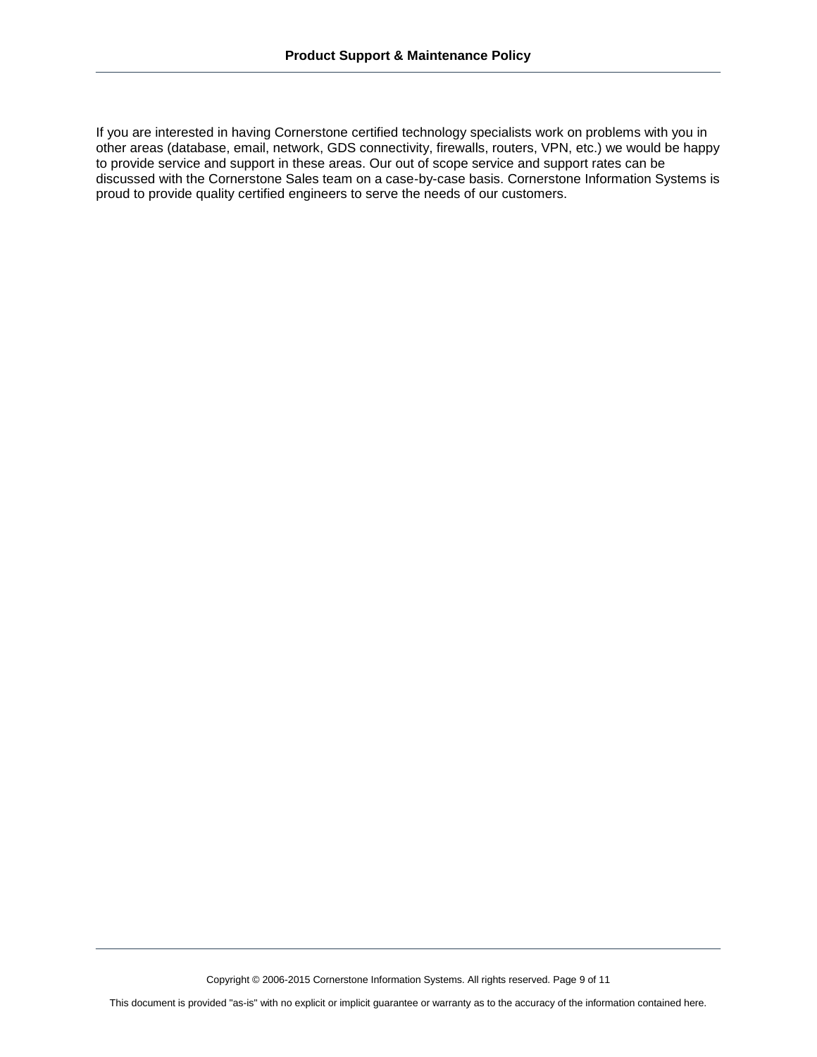If you are interested in having Cornerstone certified technology specialists work on problems with you in other areas (database, email, network, GDS connectivity, firewalls, routers, VPN, etc.) we would be happy to provide service and support in these areas. Our out of scope service and support rates can be discussed with the Cornerstone Sales team on a case-by-case basis. Cornerstone Information Systems is proud to provide quality certified engineers to serve the needs of our customers.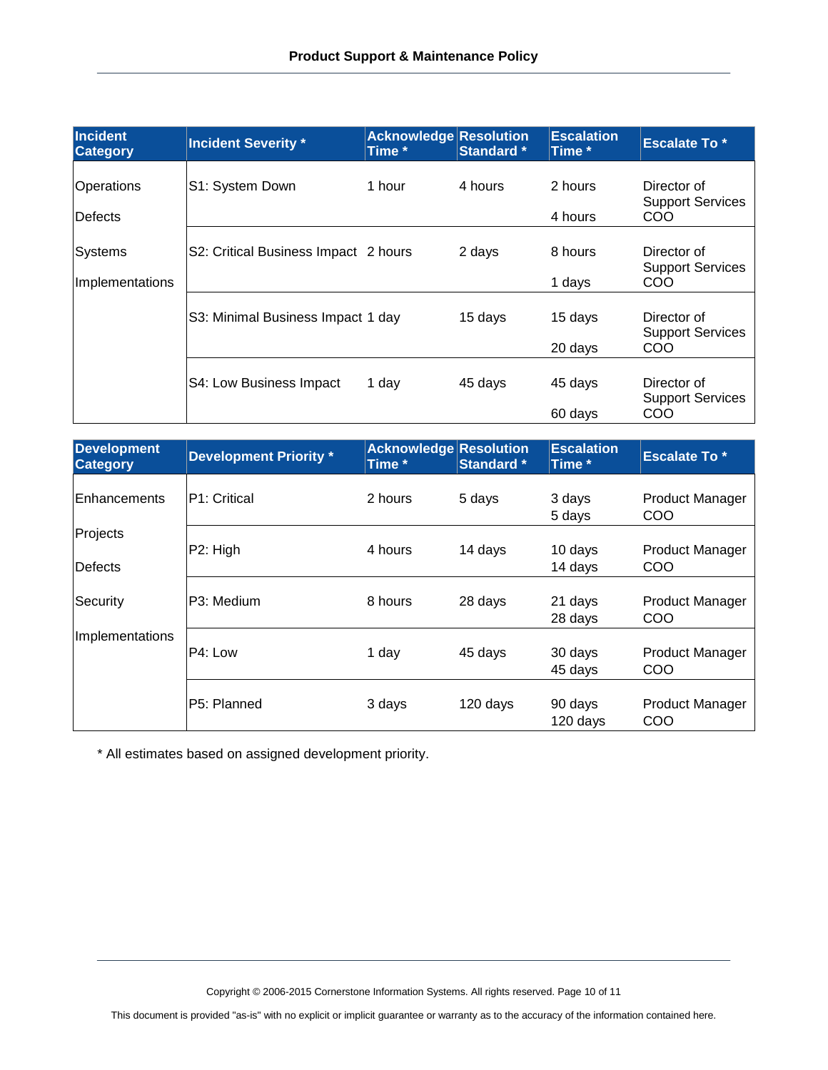| Incident Category | Incident Severity * | Acknowledge Time * | Resolution Standard * | Escalation Time * | Escalate To * |
|---|---|---|---|---|---|
| Operations<br>Defects | S1: System Down | 1 hour | 4 hours | 2 hours<br>4 hours | Director of Support Services<br>COO |
| Systems<br>Implementations | S2: Critical Business Impact | 2 hours | 2 days | 8 hours<br>1 days | Director of Support Services<br>COO |
| | S3: Minimal Business Impact | 1 day | 15 days | 15 days<br>20 days | Director of Support Services<br>COO |
| | S4: Low Business Impact | 1 day | 45 days | 45 days<br>60 days | Director of Support Services<br>COO |

| Development Category | Development Priority * | Acknowledge Time * | Resolution Standard * | Escalation Time * | Escalate To * |
|---|---|---|---|---|---|
| Enhancements | P1: Critical | 2 hours | 5 days | 3 days<br>5 days | Product Manager<br>COO |
| Projects<br>Defects | P2: High | 4 hours | 14 days | 10 days<br>14 days | Product Manager<br>COO |
| Security | P3: Medium | 8 hours | 28 days | 21 days<br>28 days | Product Manager<br>COO |
| Implementations | P4: Low | 1 day | 45 days | 30 days<br>45 days | Product Manager<br>COO |
| | P5: Planned | 3 days | 120 days | 90 days<br>120 days | Product Manager<br>COO |

* All estimates based on assigned development priority.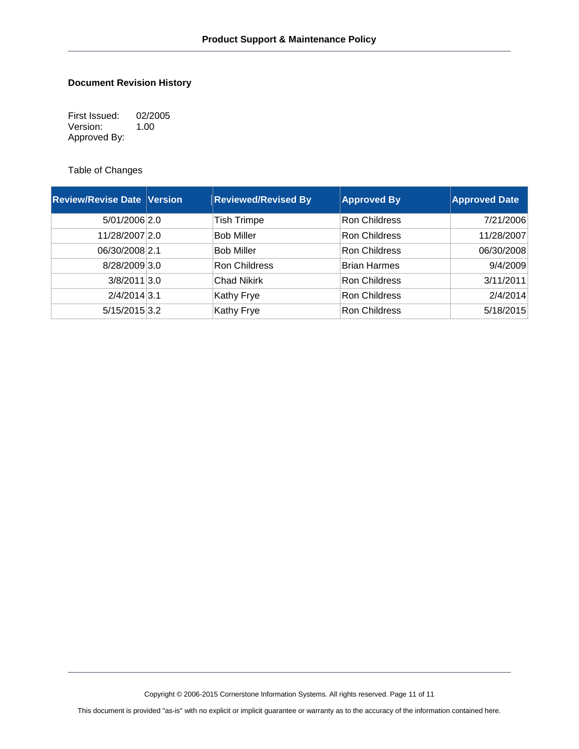### Document Revision History

First Issued: 02/2005
Version: 1.00
Approved By:

Table of Changes

| Review/Revise Date | Version | Reviewed/Revised By | Approved By | Approved Date |
|---|---|---|---|---|
| 5/01/2006 | 2.0 | Tish Trimpe | Ron Childress | 7/21/2006 |
| 11/28/2007 | 2.0 | Bob Miller | Ron Childress | 11/28/2007 |
| 06/30/2008 | 2.1 | Bob Miller | Ron Childress | 06/30/2008 |
| 8/28/2009 | 3.0 | Ron Childress | Brian Harmes | 9/4/2009 |
| 3/8/2011 | 3.0 | Chad Nikirk | Ron Childress | 3/11/2011 |
| 2/4/2014 | 3.1 | Kathy Frye | Ron Childress | 2/4/2014 |
| 5/15/2015 | 3.2 | Kathy Frye | Ron Childress | 5/18/2015 |